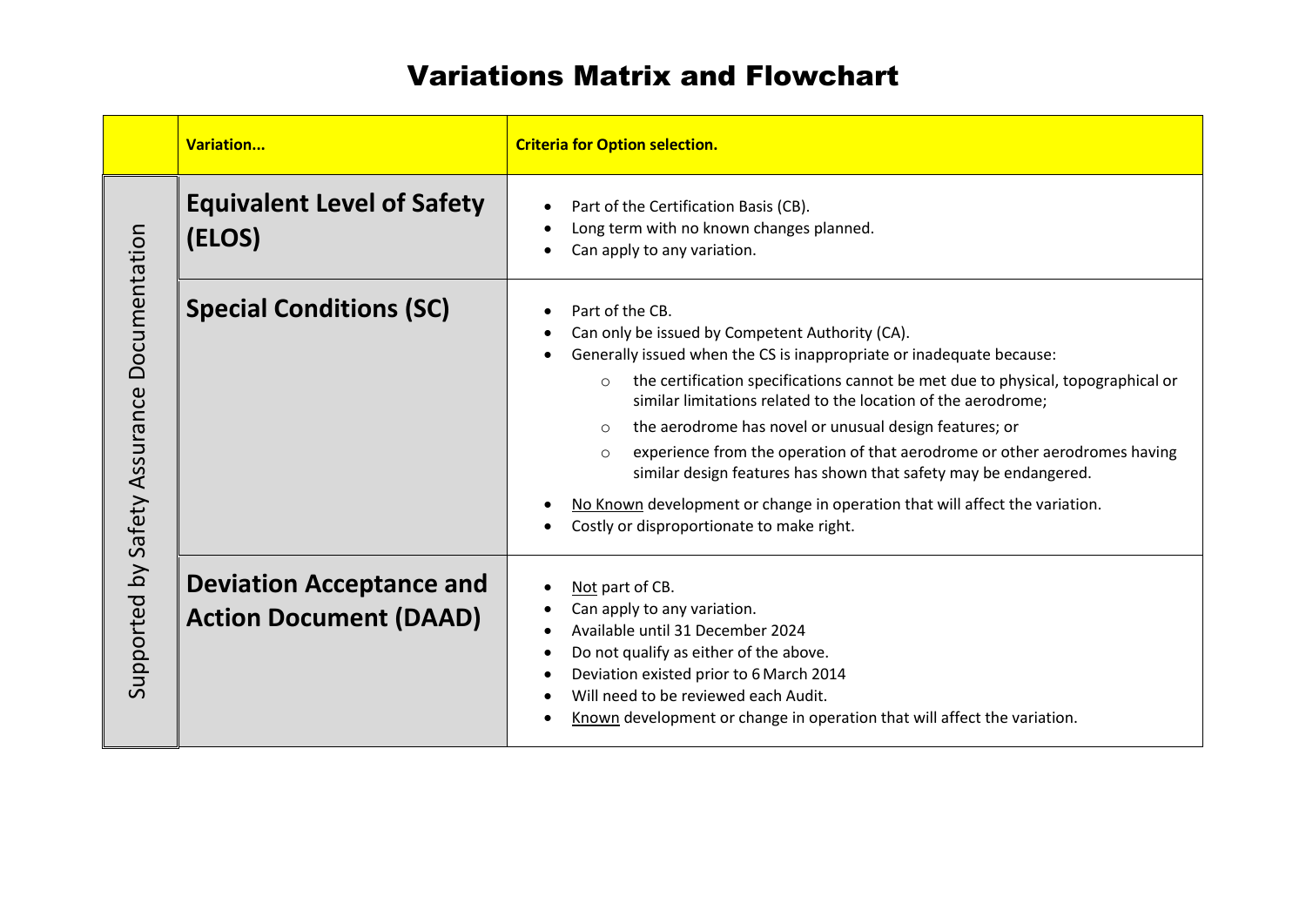# Variations Matrix and Flowchart

| | Variation... | Criteria for Option selection. |
|---|---|---|
| Supported by Safety Assurance Documentation | **Equivalent Level of Safety (ELOS)** | • Part of the Certification Basis (CB).<br>• Long term with no known changes planned.<br>• Can apply to any variation. |
| | **Special Conditions (SC)** | • Part of the CB.<br>• Can only be issued by Competent Authority (CA).<br>• Generally issued when the CS is inappropriate or inadequate because:<br>&nbsp;&nbsp;&nbsp;&nbsp;○ the certification specifications cannot be met due to physical, topographical or similar limitations related to the location of the aerodrome;<br>&nbsp;&nbsp;&nbsp;&nbsp;○ the aerodrome has novel or unusual design features; or<br>&nbsp;&nbsp;&nbsp;&nbsp;○ experience from the operation of that aerodrome or other aerodromes having similar design features has shown that safety may be endangered.<br>• No Known development or change in operation that will affect the variation.<br>• Costly or disproportionate to make right. |
| | **Deviation Acceptance and Action Document (DAAD)** | • Not part of CB.<br>• Can apply to any variation.<br>• Available until 31 December 2024<br>• Do not qualify as either of the above.<br>• Deviation existed prior to 6 March 2014<br>• Will need to be reviewed each Audit.<br>• Known development or change in operation that will affect the variation. |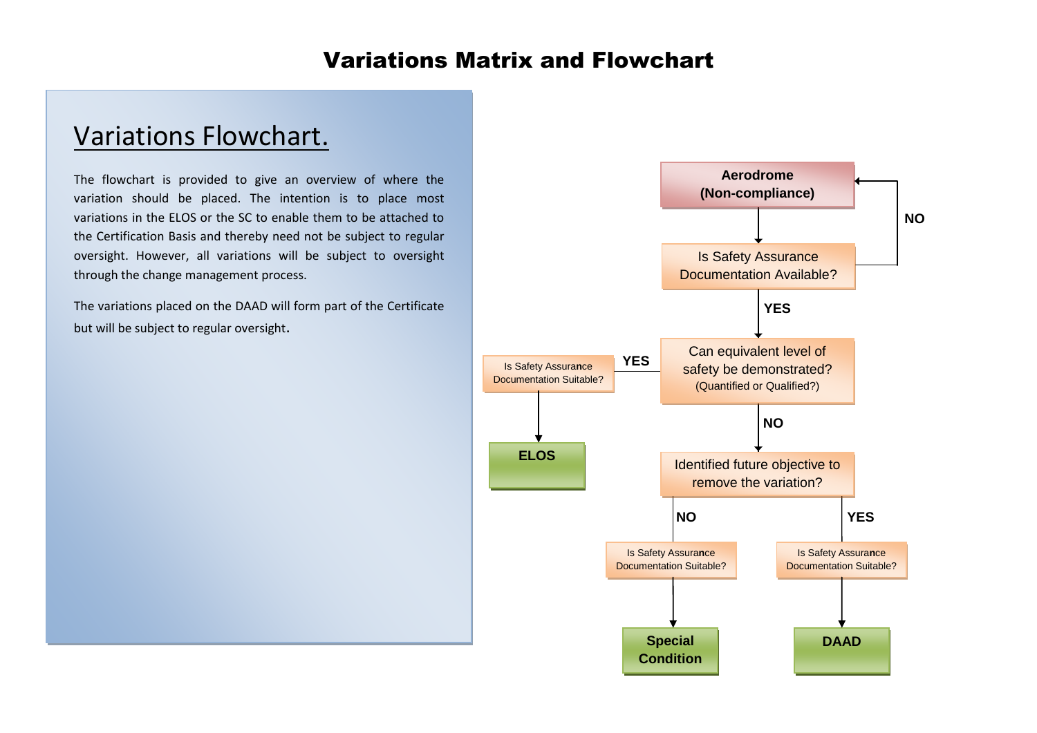# Variations Matrix and Flowchart

## Variations Flowchart.

The flowchart is provided to give an overview of where the variation should be placed. The intention is to place most variations in the ELOS or the SC to enable them to be attached to the Certification Basis and thereby need not be subject to regular oversight. However, all variations will be subject to oversight through the change management process.

The variations placed on the DAAD will form part of the Certificate but will be subject to regular oversight.

Aerodrome
(Non-compliance)

Is Safety Assurance Documentation Available?

NO

YES

Can equivalent level of safety be demonstrated?
(Quantified or Qualified?)

YES

Is Safety Assurance Documentation Suitable?

ELOS

NO

Identified future objective to remove the variation?

NO

YES

Is Safety Assurance Documentation Suitable?

Is Safety Assurance Documentation Suitable?

Special Condition

DAAD